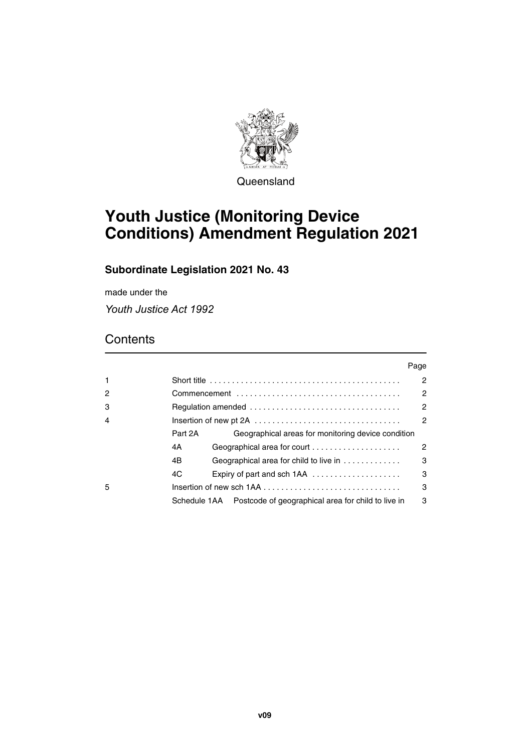Queensland

# Youth Justice (Monitoring Device Conditions) Amendment Regulation 2021

## Subordinate Legislation 2021 No. 43

made under the

*Youth Justice Act 1992*

## Contents

| | | | Page |
|---|---|---|---|
| 1 | Short title | | 2 |
| 2 | Commencement | | 2 |
| 3 | Regulation amended | | 2 |
| 4 | Insertion of new pt 2A | | 2 |
| | Part 2A | Geographical areas for monitoring device condition | |
| | 4A | Geographical area for court | 2 |
| | 4B | Geographical area for child to live in | 3 |
| | 4C | Expiry of part and sch 1AA | 3 |
| 5 | Insertion of new sch 1AA | | 3 |
| | Schedule 1AA | Postcode of geographical area for child to live in | 3 |

v09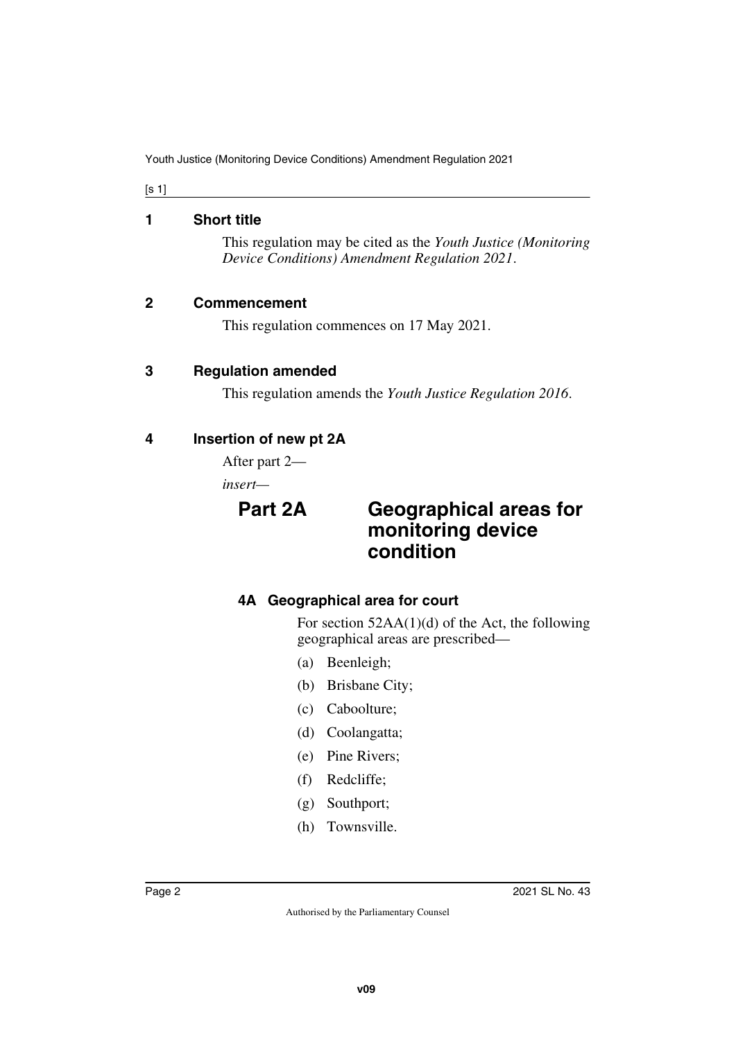## 1 Short title

This regulation may be cited as the *Youth Justice (Monitoring Device Conditions) Amendment Regulation 2021*.

## 2 Commencement

This regulation commences on 17 May 2021.

## 3 Regulation amended

This regulation amends the *Youth Justice Regulation 2016*.

## 4 Insertion of new pt 2A

After part 2—

*insert*—

# Part 2A Geographical areas for monitoring device condition

### 4A Geographical area for court

For section 52AA(1)(d) of the Act, the following geographical areas are prescribed—

(a) Beenleigh;

(b) Brisbane City;

(c) Caboolture;

(d) Coolangatta;

(e) Pine Rivers;

(f) Redcliffe;

(g) Southport;

(h) Townsville.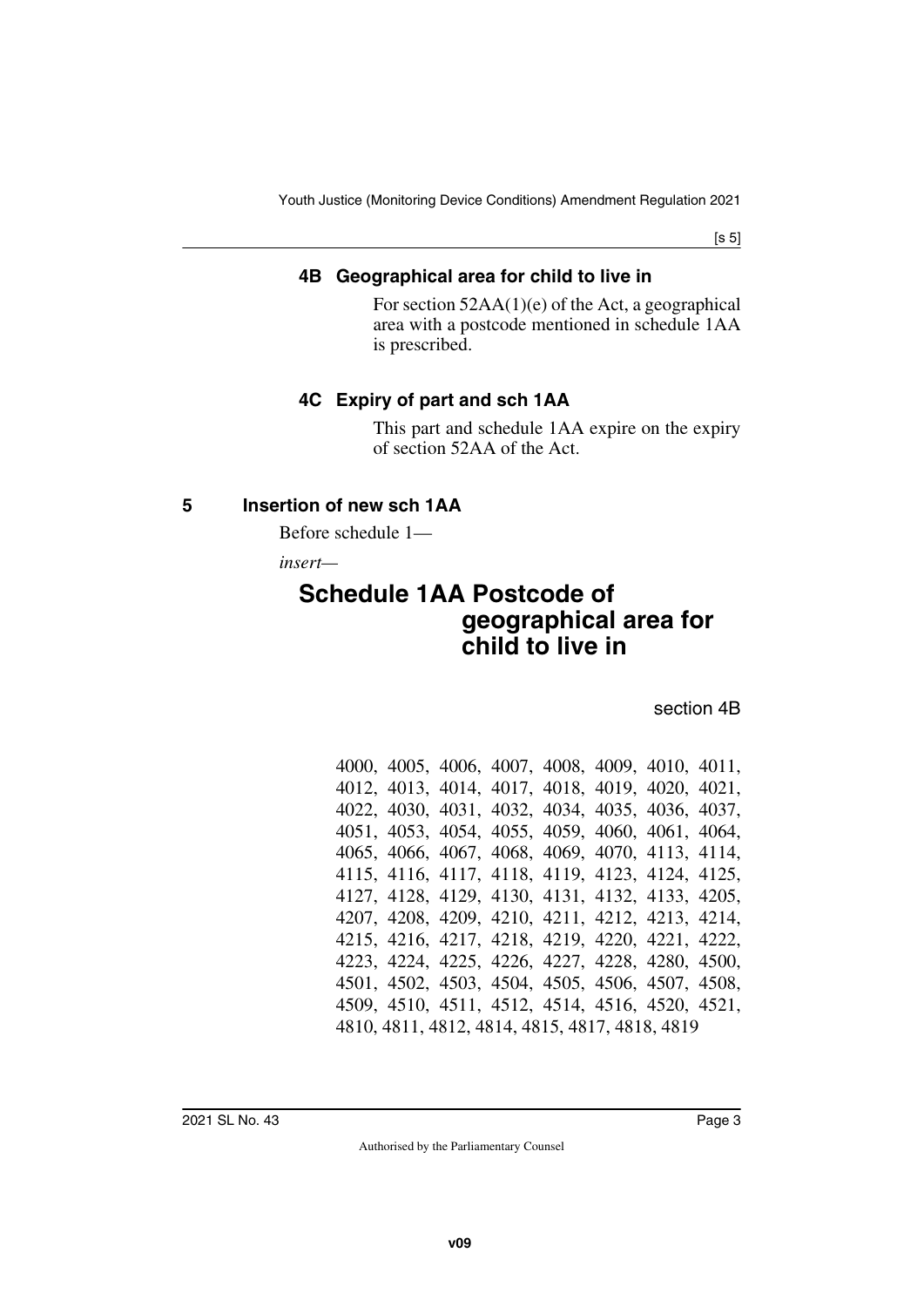### 4B Geographical area for child to live in

For section 52AA(1)(e) of the Act, a geographical area with a postcode mentioned in schedule 1AA is prescribed.

### 4C Expiry of part and sch 1AA

This part and schedule 1AA expire on the expiry of section 52AA of the Act.

## 5 Insertion of new sch 1AA

Before schedule 1—

*insert—*

# Schedule 1AA Postcode of geographical area for child to live in

section 4B

4000, 4005, 4006, 4007, 4008, 4009, 4010, 4011, 4012, 4013, 4014, 4017, 4018, 4019, 4020, 4021, 4022, 4030, 4031, 4032, 4034, 4035, 4036, 4037, 4051, 4053, 4054, 4055, 4059, 4060, 4061, 4064, 4065, 4066, 4067, 4068, 4069, 4070, 4113, 4114, 4115, 4116, 4117, 4118, 4119, 4123, 4124, 4125, 4127, 4128, 4129, 4130, 4131, 4132, 4133, 4205, 4207, 4208, 4209, 4210, 4211, 4212, 4213, 4214, 4215, 4216, 4217, 4218, 4219, 4220, 4221, 4222, 4223, 4224, 4225, 4226, 4227, 4228, 4280, 4500, 4501, 4502, 4503, 4504, 4505, 4506, 4507, 4508, 4509, 4510, 4511, 4512, 4514, 4516, 4520, 4521, 4810, 4811, 4812, 4814, 4815, 4817, 4818, 4819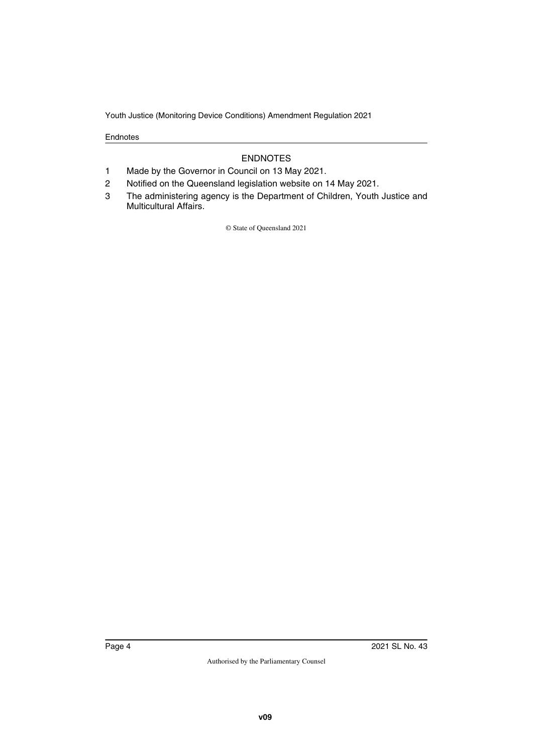## ENDNOTES

1. Made by the Governor in Council on 13 May 2021.
2. Notified on the Queensland legislation website on 14 May 2021.
3. The administering agency is the Department of Children, Youth Justice and Multicultural Affairs.

© State of Queensland 2021